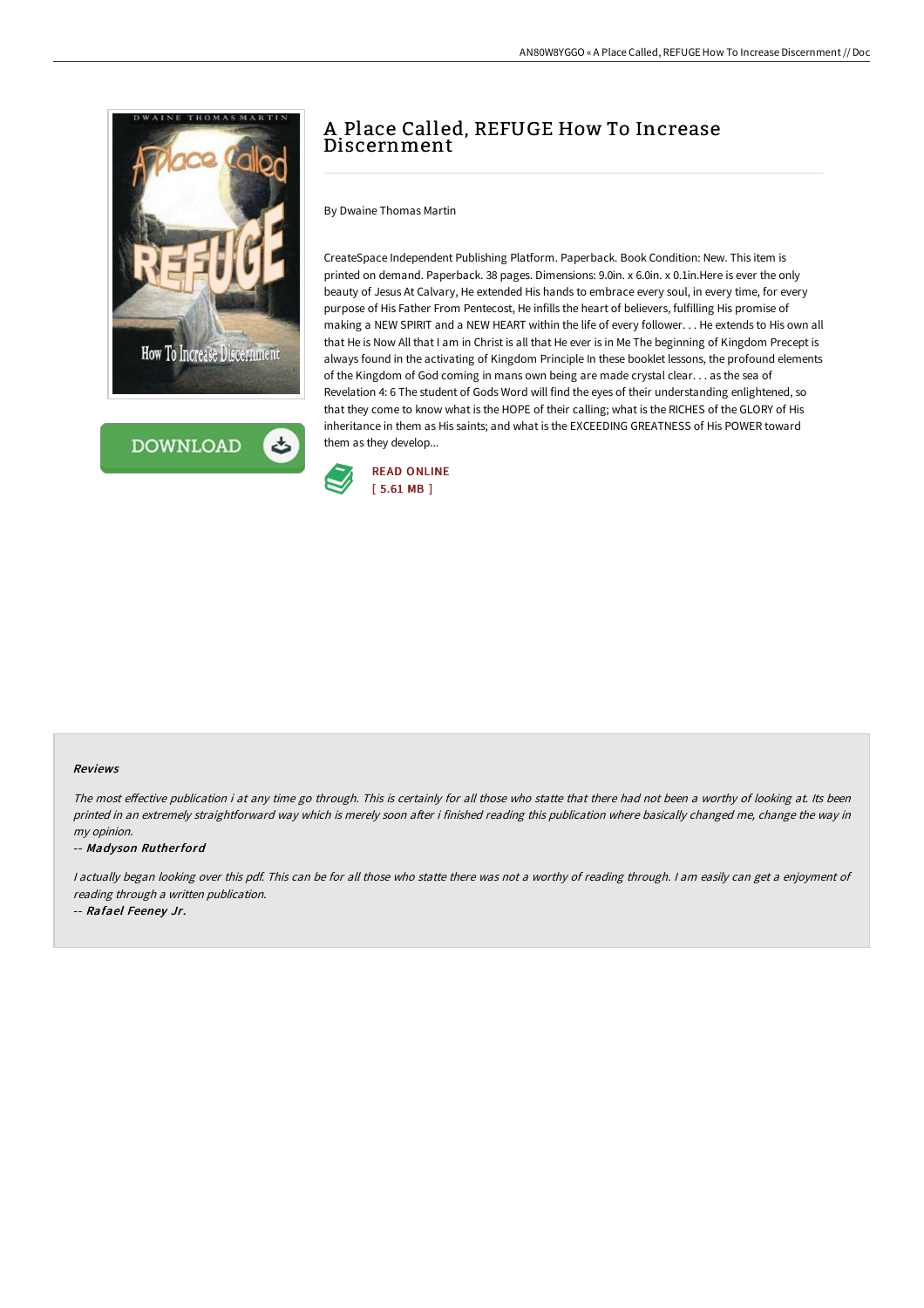# A Place Called, REFUGE How To Increase Discernment

By Dwaine Thomas Martin

CreateSpace Independent Publishing Platform. Paperback. Book Condition: New. This item is printed on demand. Paperback. 38 pages. Dimensions: 9.0in. x 6.0in. x 0.1in.Here is ever the only beauty of Jesus At Calvary, He extended His hands to embrace every soul, in every time, for every purpose of His Father From Pentecost, He infills the heart of believers, fulfilling His promise of making a NEW SPIRIT and a NEW HEART within the life of every follower. . . He extends to His own all that He is Now All that I am in Christ is all that He ever is in Me The beginning of Kingdom Precept is always found in the activating of Kingdom Principle In these booklet lessons, the profound elements of the Kingdom of God coming in mans own being are made crystal clear. . . as the sea of Revelation 4: 6 The student of Gods Word will find the eyes of their understanding enlightened, so that they come to know what is the HOPE of their calling; what is the RICHES of the GLORY of His inheritance in them as His saints; and what is the EXCEEDING GREATNESS of His POWER toward them as they develop...

DOWNLOAD

READ ONLINE
[ 5.61 MB ]

### Reviews

*The most effective publication i at any time go through. This is certainly for all those who statte that there had not been a worthy of looking at. Its been printed in an extremely straightforward way which is merely soon after i finished reading this publication where basically changed me, change the way in my opinion.*

-- ***Madyson Rutherford***

*I actually began looking over this pdf. This can be for all those who statte there was not a worthy of reading through. I am easily can get a enjoyment of reading through a written publication.*

-- ***Rafael Feeney Jr.***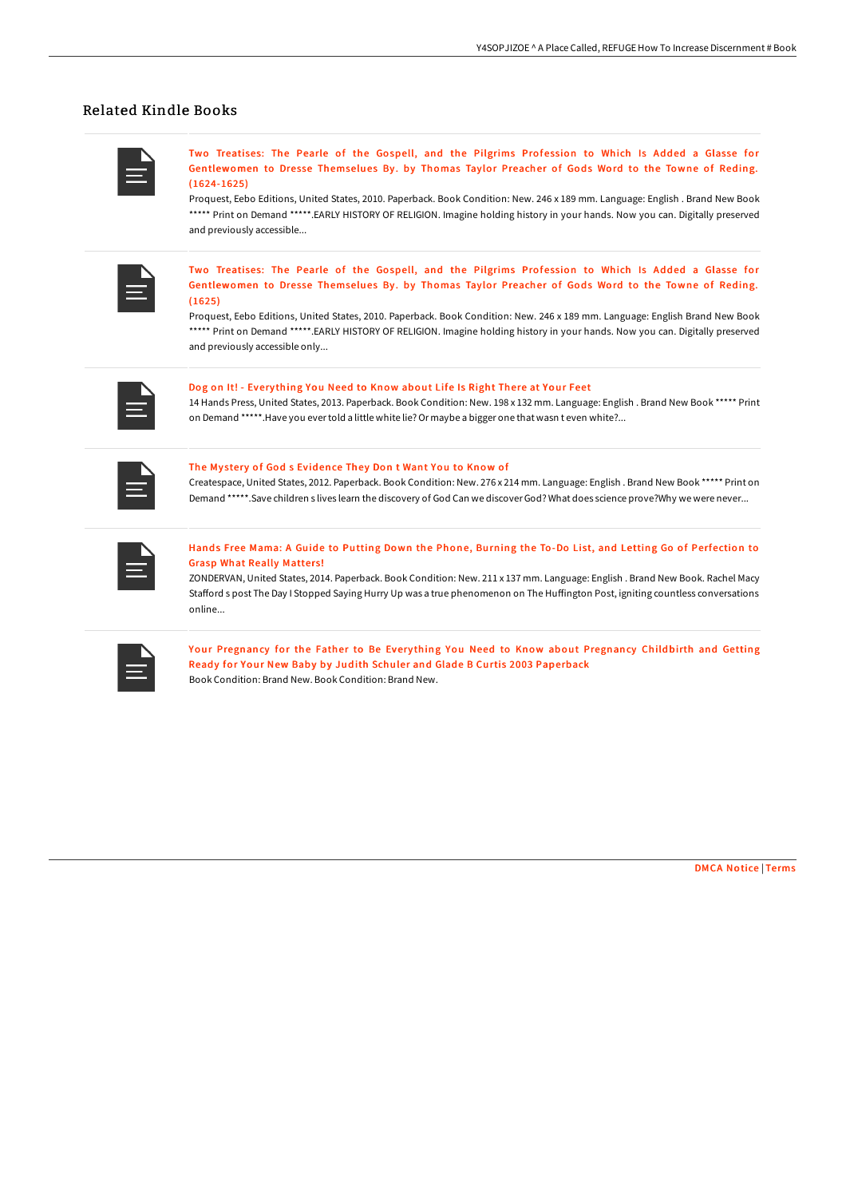## Related Kindle Books

**Two Treatises: The Pearle of the Gospell, and the Pilgrims Profession to Which Is Added a Glasse for Gentlewomen to Dresse Themselues By. by Thomas Taylor Preacher of Gods Word to the Towne of Reding. (1624-1625)**

Proquest, Eebo Editions, United States, 2010. Paperback. Book Condition: New. 246 x 189 mm. Language: English . Brand New Book ***** Print on Demand *****.EARLY HISTORY OF RELIGION. Imagine holding history in your hands. Now you can. Digitally preserved and previously accessible...

**Two Treatises: The Pearle of the Gospell, and the Pilgrims Profession to Which Is Added a Glasse for Gentlewomen to Dresse Themselues By. by Thomas Taylor Preacher of Gods Word to the Towne of Reding. (1625)**

Proquest, Eebo Editions, United States, 2010. Paperback. Book Condition: New. 246 x 189 mm. Language: English Brand New Book ***** Print on Demand *****.EARLY HISTORY OF RELIGION. Imagine holding history in your hands. Now you can. Digitally preserved and previously accessible only...

**Dog on It! - Everything You Need to Know about Life Is Right There at Your Feet**

14 Hands Press, United States, 2013. Paperback. Book Condition: New. 198 x 132 mm. Language: English . Brand New Book ***** Print on Demand *****.Have you ever told a little white lie? Or maybe a bigger one that wasn t even white?...

**The Mystery of God s Evidence They Don t Want You to Know of**

Createspace, United States, 2012. Paperback. Book Condition: New. 276 x 214 mm. Language: English . Brand New Book ***** Print on Demand *****.Save children s lives learn the discovery of God Can we discover God? What does science prove?Why we were never...

**Hands Free Mama: A Guide to Putting Down the Phone, Burning the To-Do List, and Letting Go of Perfection to Grasp What Really Matters!**

ZONDERVAN, United States, 2014. Paperback. Book Condition: New. 211 x 137 mm. Language: English . Brand New Book. Rachel Macy Stafford s post The Day I Stopped Saying Hurry Up was a true phenomenon on The Huffington Post, igniting countless conversations online...

**Your Pregnancy for the Father to Be Everything You Need to Know about Pregnancy Childbirth and Getting Ready for Your New Baby by Judith Schuler and Glade B Curtis 2003 Paperback**

Book Condition: Brand New. Book Condition: Brand New.